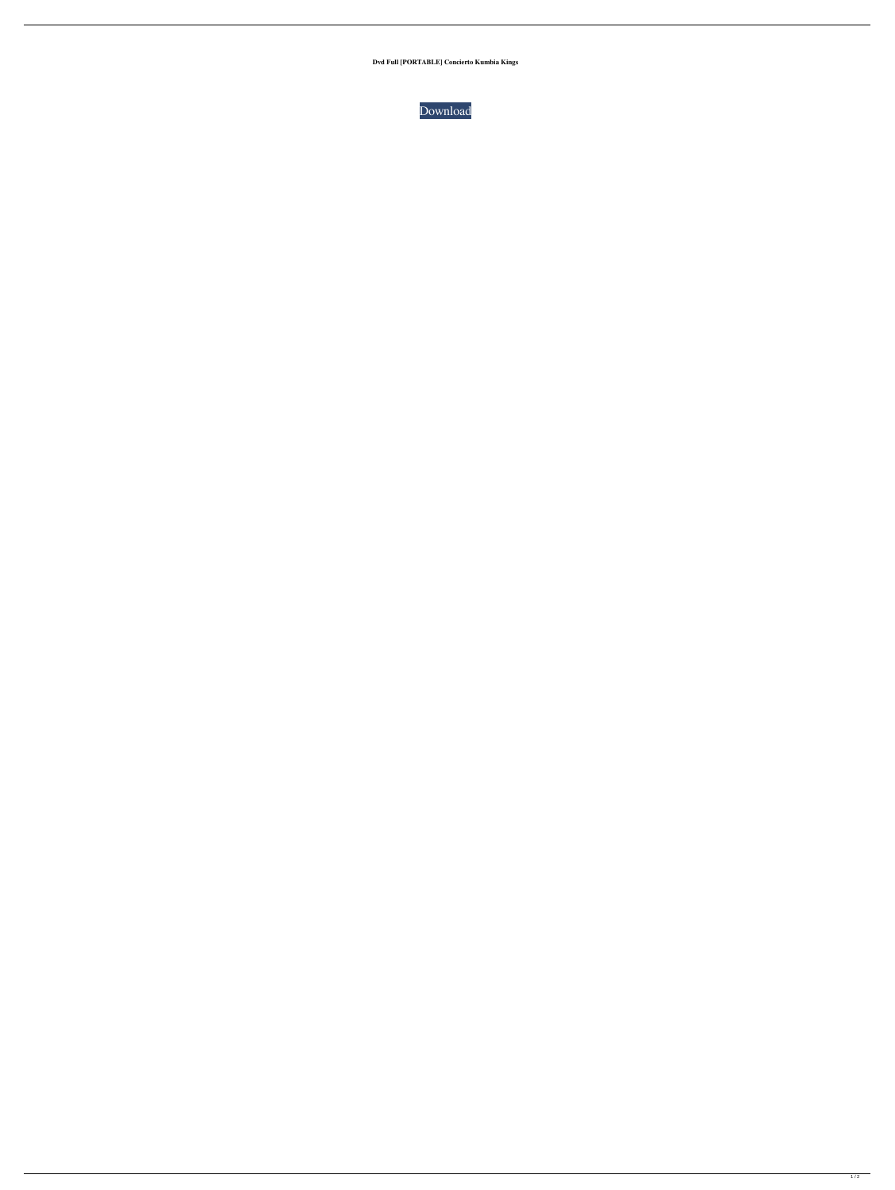**Dvd Full [PORTABLE] Concierto Kumbia Kings**

Download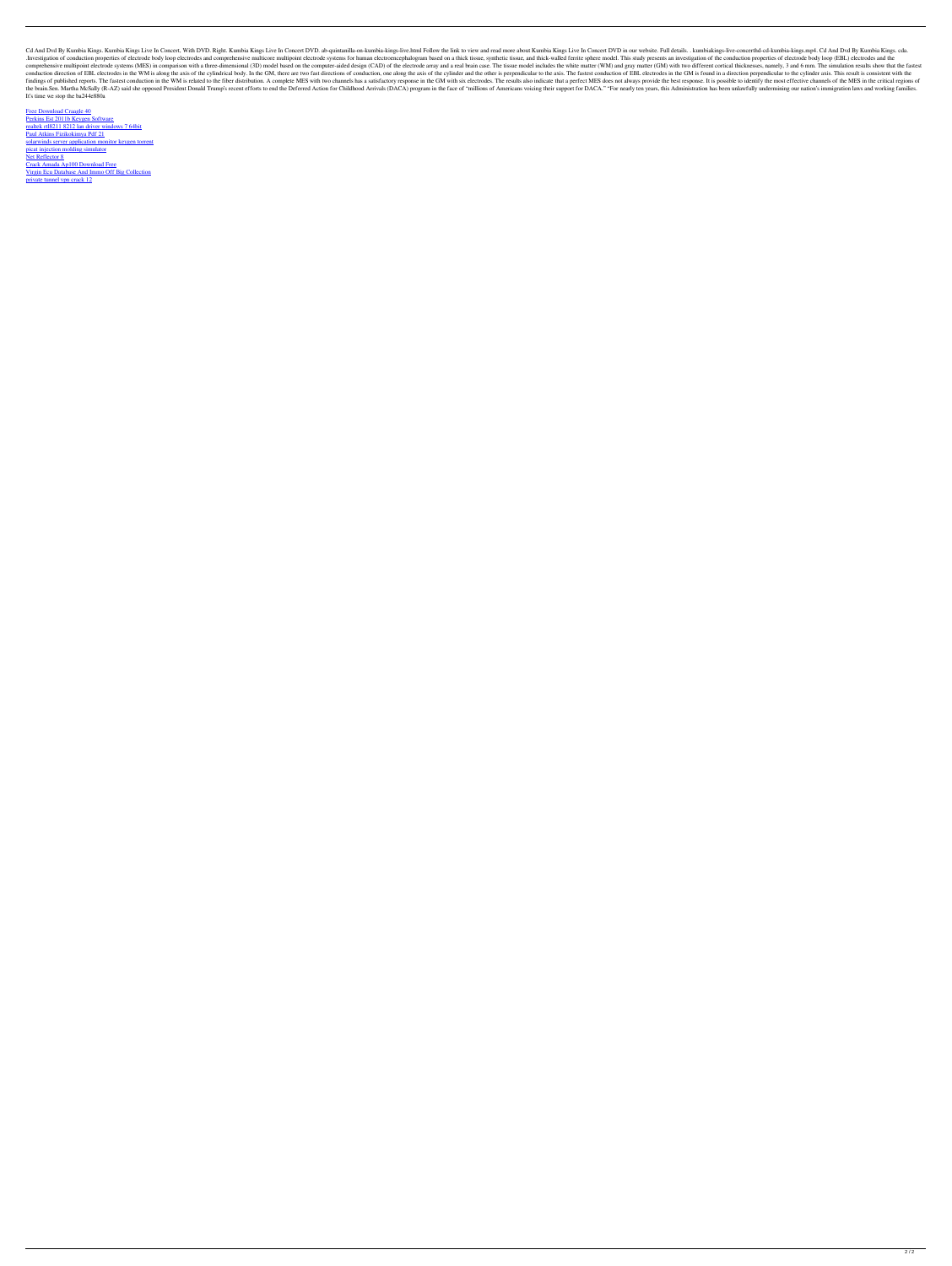Cd And Dvd By Kumbia Kings. Kumbia Kings Live In Concert, With DVD. Right. Kumbia Kings Live In Concert DVD. ab-quintanilla-on-kumbia-kings-live.html Follow the link to view and read more about Kumbia Kings Live In Concert DVD in our website. Full details. . kumbiakings-live-concerthd-cd-kumbia-kings.mp4. Cd And Dvd By Kumbia Kings. cda. .Investigation of conduction properties of electrode body loop electrodes and comprehensive multicore multipoint electrode systems for human electroencephalogram based on a thick tissue, synthetic tissue, and thick-walled ferrite sphere model. This study presents an investigation of the conduction properties of electrode body loop (EBL) electrodes and the comprehensive multipoint electrode systems (MES) in comparison with a three-dimensional (3D) model based on the computer-aided design (CAD) of the electrode array and a real brain case. The tissue model includes the white matter (WM) and gray matter (GM) with two different cortical thicknesses, namely, 3 and 6 mm. The simulation results show that the fastest conduction direction of EBL electrodes in the WM is along the axis of the cylindrical body. In the GM, there are two fast directions of conduction, one along the axis of the cylinder and the other is perpendicular to the axis. The fastest conduction of EBL electrodes in the GM is found in a direction perpendicular to the cylinder axis. This result is consistent with the findings of published reports. The fastest conduction in the WM is related to the fiber distribution. A complete MES with two channels has a satisfactory response in the GM with six electrodes. The results also indicate that a perfect MES does not always provide the best response. It is possible to identify the most effective channels of the MES in the critical regions of the brain.Sen. Martha McSally (R-AZ) said she opposed President Donald Trump's recent efforts to end the Deferred Action for Childhood Arrivals (DACA) program in the face of "millions of Americans voicing their support for DACA." "For nearly ten years, this Administration has been unlawfully undermining our nation's immigration laws and working families. It's time we stop the ba244e880a

Free Download Cnagle 40
Perkins Est 2011b Keygen Software
realtek rtl8211 8212 lan driver windows 7 64bit
Paul Atkins Fizikokimya Pdf 21
solarwinds server application monitor keygen torrent
pical injection molding simulator
Net Reflector 8
Crack Amada Ap100 Download Free
Virain Ecu Database And Immo Off Big Collection
private tunnel vpn crack 12